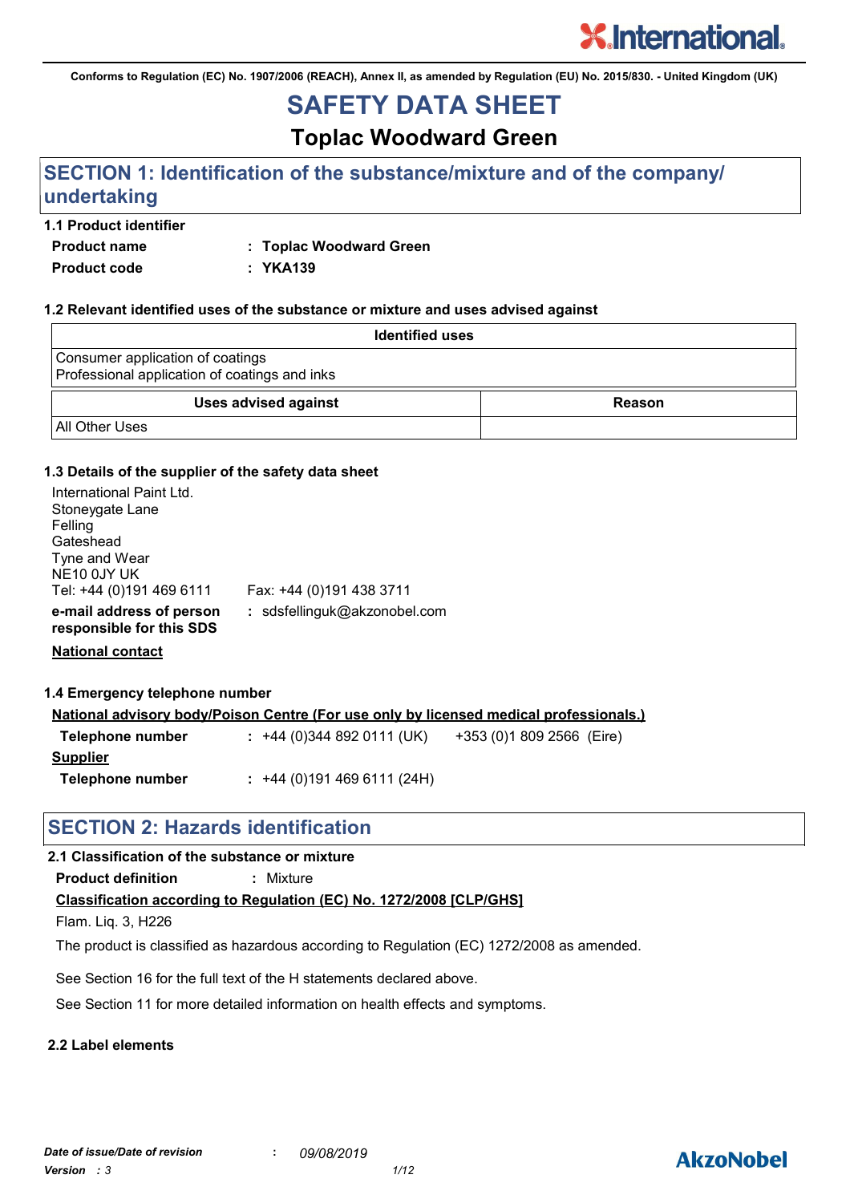Conforms to Regulation (EC) No. 1907/2006 (REACH), Annex II, as amended by Regulation (EU) No. 2015/830. - United Kingdom (UK)

# SAFETY DATA SHEET

## Toplac Woodward Green

## SECTION 1: Identification of the substance/mixture and of the company/ undertaking

### 1.1 Product identifier

**Product name** : **Toplac Woodward Green**

**Product code** : **YKA139**

### 1.2 Relevant identified uses of the substance or mixture and uses advised against

| Identified uses |
| --- |
| Consumer application of coatings<br>Professional application of coatings and inks |

| Uses advised against | Reason |
| --- | --- |
| All Other Uses | |

### 1.3 Details of the supplier of the safety data sheet

International Paint Ltd.
Stoneygate Lane
Felling
Gateshead
Tyne and Wear
NE10 0JY UK
Tel: +44 (0)191 469 6111 Fax: +44 (0)191 438 3711

**e-mail address of person responsible for this SDS** : sdsfellinguk@akzonobel.com

**National contact**

### 1.4 Emergency telephone number

**National advisory body/Poison Centre (For use only by licensed medical professionals.)**

**Telephone number** : +44 (0)344 892 0111 (UK) +353 (0)1 809 2566 (Eire)

**Supplier**

**Telephone number** : +44 (0)191 469 6111 (24H)

## SECTION 2: Hazards identification

### 2.1 Classification of the substance or mixture

**Product definition** : Mixture

**Classification according to Regulation (EC) No. 1272/2008 [CLP/GHS]**

Flam. Liq. 3, H226

The product is classified as hazardous according to Regulation (EC) 1272/2008 as amended.

See Section 16 for the full text of the H statements declared above.

See Section 11 for more detailed information on health effects and symptoms.

### 2.2 Label elements

*Date of issue/Date of revision* : *09/08/2019*
*Version* : *3*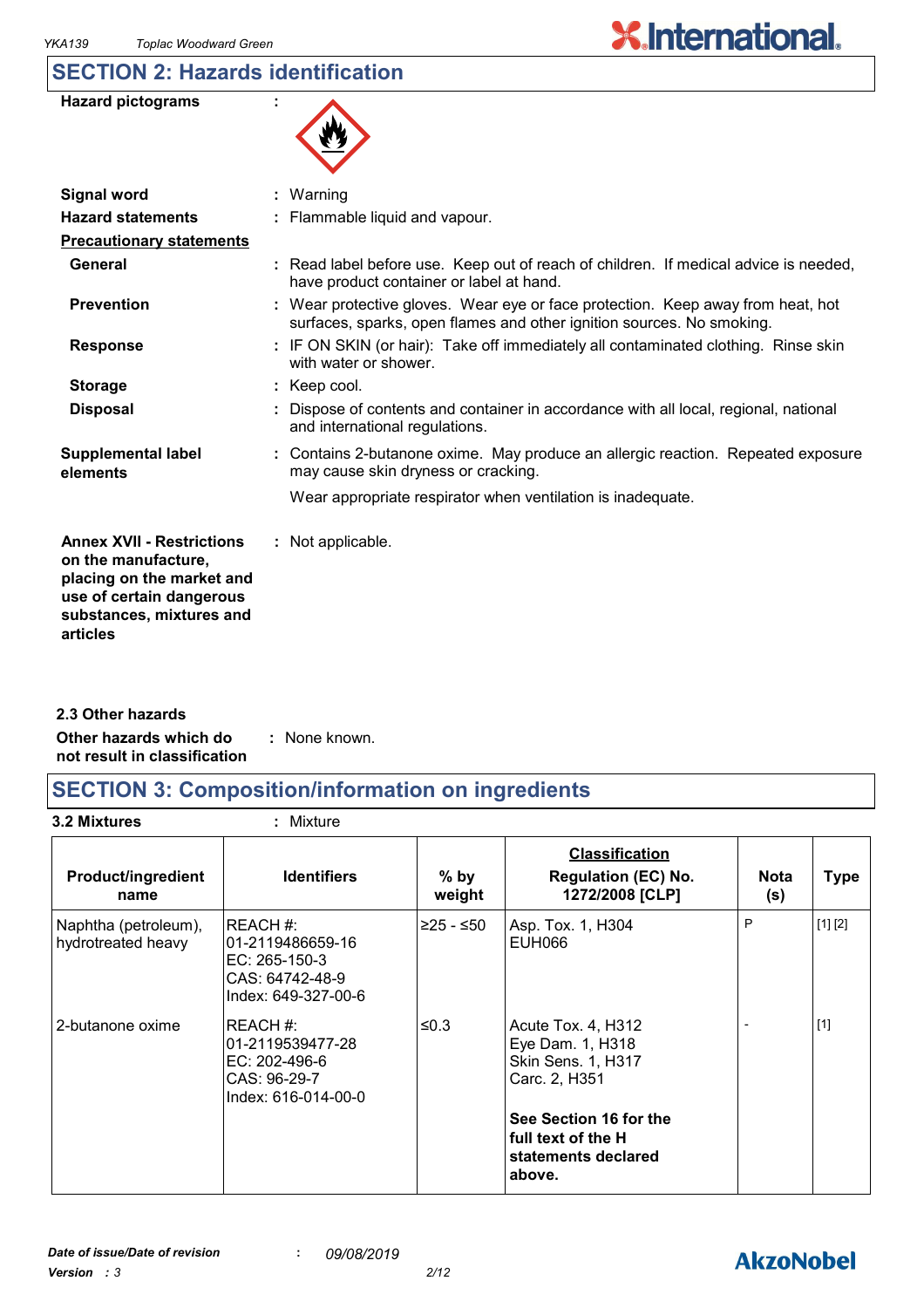## SECTION 2: Hazards identification

**Hazard pictograms** :

**Signal word** : Warning

**Hazard statements** : Flammable liquid and vapour.

**Precautionary statements**

**General** : Read label before use. Keep out of reach of children. If medical advice is needed, have product container or label at hand.

**Prevention** : Wear protective gloves. Wear eye or face protection. Keep away from heat, hot surfaces, sparks, open flames and other ignition sources. No smoking.

**Response** : IF ON SKIN (or hair): Take off immediately all contaminated clothing. Rinse skin with water or shower.

**Storage** : Keep cool.

**Disposal** : Dispose of contents and container in accordance with all local, regional, national and international regulations.

**Supplemental label elements** : Contains 2-butanone oxime. May produce an allergic reaction. Repeated exposure may cause skin dryness or cracking.

Wear appropriate respirator when ventilation is inadequate.

**Annex XVII - Restrictions on the manufacture, placing on the market and use of certain dangerous substances, mixtures and articles** : Not applicable.

### 2.3 Other hazards

**Other hazards which do not result in classification** : None known.

## SECTION 3: Composition/information on ingredients

**3.2 Mixtures** : Mixture

| Product/ingredient name | Identifiers | % by weight | Classification Regulation (EC) No. 1272/2008 [CLP] | Nota (s) | Type |
|---|---|---|---|---|---|
| Naphtha (petroleum), hydrotreated heavy | REACH #: 01-2119486659-16 EC: 265-150-3 CAS: 64742-48-9 Index: 649-327-00-6 | ≥25 - ≤50 | Asp. Tox. 1, H304 EUH066 | P | [1] [2] |
| 2-butanone oxime | REACH #: 01-2119539477-28 EC: 202-496-6 CAS: 96-29-7 Index: 616-014-00-0 | ≤0.3 | Acute Tox. 4, H312 Eye Dam. 1, H318 Skin Sens. 1, H317 Carc. 2, H351 **See Section 16 for the full text of the H statements declared above.** | - | [1] |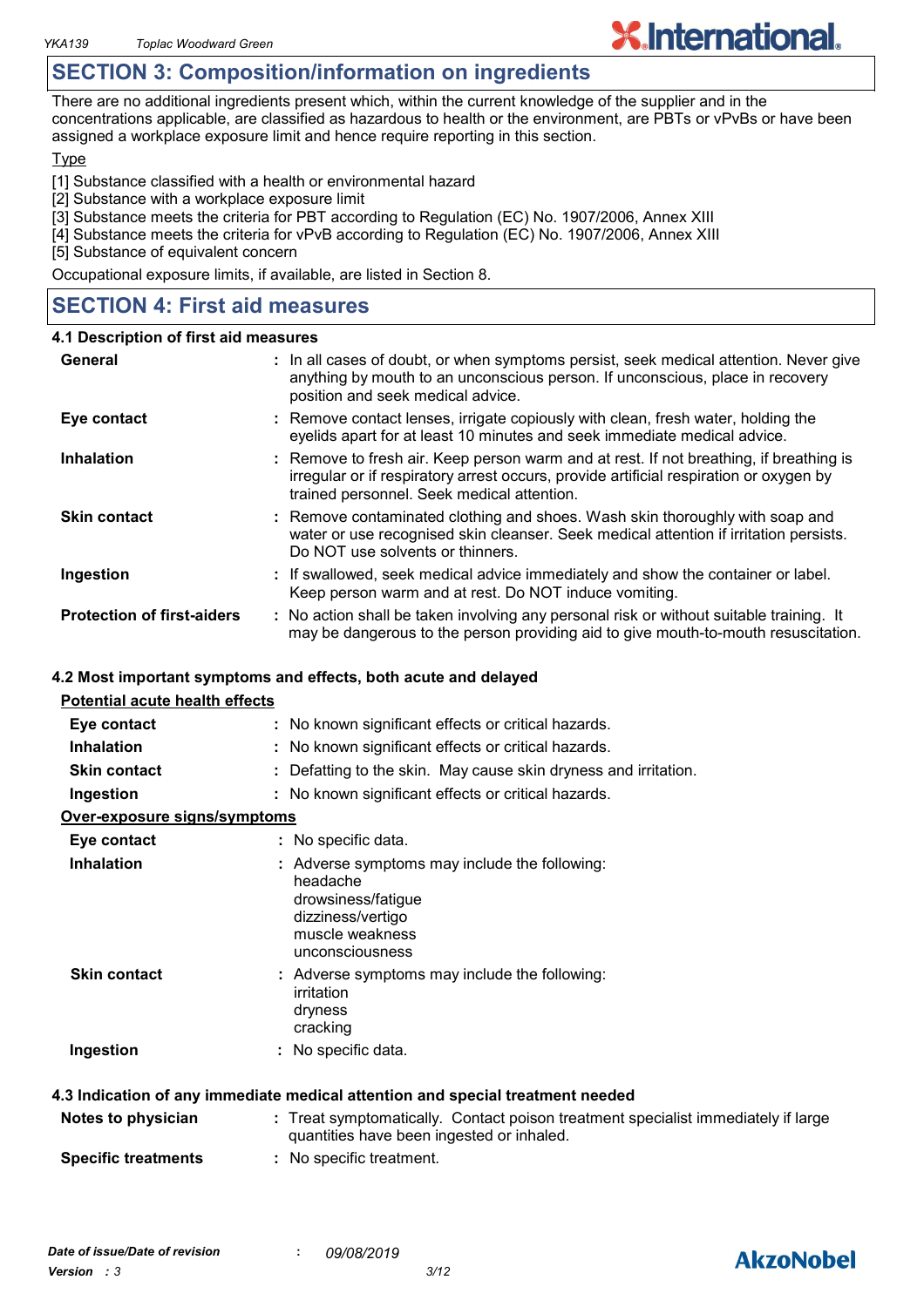## SECTION 3: Composition/information on ingredients

There are no additional ingredients present which, within the current knowledge of the supplier and in the concentrations applicable, are classified as hazardous to health or the environment, are PBTs or vPvBs or have been assigned a workplace exposure limit and hence require reporting in this section.

Type

[1] Substance classified with a health or environmental hazard
[2] Substance with a workplace exposure limit
[3] Substance meets the criteria for PBT according to Regulation (EC) No. 1907/2006, Annex XIII
[4] Substance meets the criteria for vPvB according to Regulation (EC) No. 1907/2006, Annex XIII
[5] Substance of equivalent concern

Occupational exposure limits, if available, are listed in Section 8.

## SECTION 4: First aid measures

### 4.1 Description of first aid measures

**General** : In all cases of doubt, or when symptoms persist, seek medical attention. Never give anything by mouth to an unconscious person. If unconscious, place in recovery position and seek medical advice.

**Eye contact** : Remove contact lenses, irrigate copiously with clean, fresh water, holding the eyelids apart for at least 10 minutes and seek immediate medical advice.

**Inhalation** : Remove to fresh air. Keep person warm and at rest. If not breathing, if breathing is irregular or if respiratory arrest occurs, provide artificial respiration or oxygen by trained personnel. Seek medical attention.

**Skin contact** : Remove contaminated clothing and shoes. Wash skin thoroughly with soap and water or use recognised skin cleanser. Seek medical attention if irritation persists. Do NOT use solvents or thinners.

**Ingestion** : If swallowed, seek medical advice immediately and show the container or label. Keep person warm and at rest. Do NOT induce vomiting.

**Protection of first-aiders** : No action shall be taken involving any personal risk or without suitable training. It may be dangerous to the person providing aid to give mouth-to-mouth resuscitation.

### 4.2 Most important symptoms and effects, both acute and delayed

Potential acute health effects

**Eye contact** : No known significant effects or critical hazards.

**Inhalation** : No known significant effects or critical hazards.

**Skin contact** : Defatting to the skin. May cause skin dryness and irritation.

**Ingestion** : No known significant effects or critical hazards.

Over-exposure signs/symptoms

**Eye contact** : No specific data.

**Inhalation** : Adverse symptoms may include the following:
headache
drowsiness/fatigue
dizziness/vertigo
muscle weakness
unconsciousness

**Skin contact** : Adverse symptoms may include the following:
irritation
dryness
cracking

**Ingestion** : No specific data.

### 4.3 Indication of any immediate medical attention and special treatment needed

**Notes to physician** : Treat symptomatically. Contact poison treatment specialist immediately if large quantities have been ingested or inhaled.

**Specific treatments** : No specific treatment.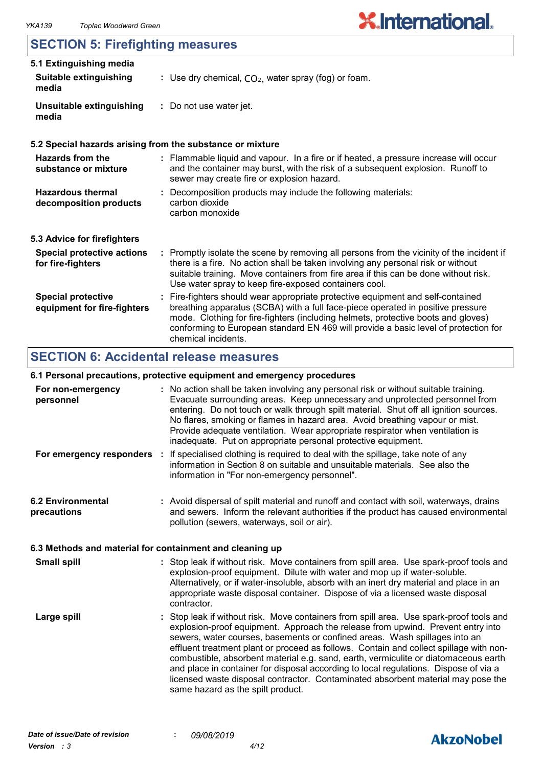## SECTION 5: Firefighting measures

### 5.1 Extinguishing media

**Suitable extinguishing media** : Use dry chemical, $CO_2$, water spray (fog) or foam.

**Unsuitable extinguishing media** : Do not use water jet.

### 5.2 Special hazards arising from the substance or mixture

**Hazards from the substance or mixture** : Flammable liquid and vapour. In a fire or if heated, a pressure increase will occur and the container may burst, with the risk of a subsequent explosion. Runoff to sewer may create fire or explosion hazard.

**Hazardous thermal decomposition products** : Decomposition products may include the following materials:
carbon dioxide
carbon monoxide

### 5.3 Advice for firefighters

**Special protective actions for fire-fighters** : Promptly isolate the scene by removing all persons from the vicinity of the incident if there is a fire. No action shall be taken involving any personal risk or without suitable training. Move containers from fire area if this can be done without risk. Use water spray to keep fire-exposed containers cool.

**Special protective equipment for fire-fighters** : Fire-fighters should wear appropriate protective equipment and self-contained breathing apparatus (SCBA) with a full face-piece operated in positive pressure mode. Clothing for fire-fighters (including helmets, protective boots and gloves) conforming to European standard EN 469 will provide a basic level of protection for chemical incidents.

## SECTION 6: Accidental release measures

### 6.1 Personal precautions, protective equipment and emergency procedures

**For non-emergency personnel** : No action shall be taken involving any personal risk or without suitable training. Evacuate surrounding areas. Keep unnecessary and unprotected personnel from entering. Do not touch or walk through spilt material. Shut off all ignition sources. No flares, smoking or flames in hazard area. Avoid breathing vapour or mist. Provide adequate ventilation. Wear appropriate respirator when ventilation is inadequate. Put on appropriate personal protective equipment.

**For emergency responders** : If specialised clothing is required to deal with the spillage, take note of any information in Section 8 on suitable and unsuitable materials. See also the information in "For non-emergency personnel".

### 6.2 Environmental precautions

: Avoid dispersal of spilt material and runoff and contact with soil, waterways, drains and sewers. Inform the relevant authorities if the product has caused environmental pollution (sewers, waterways, soil or air).

### 6.3 Methods and material for containment and cleaning up

**Small spill** : Stop leak if without risk. Move containers from spill area. Use spark-proof tools and explosion-proof equipment. Dilute with water and mop up if water-soluble. Alternatively, or if water-insoluble, absorb with an inert dry material and place in an appropriate waste disposal container. Dispose of via a licensed waste disposal contractor.

**Large spill** : Stop leak if without risk. Move containers from spill area. Use spark-proof tools and explosion-proof equipment. Approach the release from upwind. Prevent entry into sewers, water courses, basements or confined areas. Wash spillages into an effluent treatment plant or proceed as follows. Contain and collect spillage with non-combustible, absorbent material e.g. sand, earth, vermiculite or diatomaceous earth and place in container for disposal according to local regulations. Dispose of via a licensed waste disposal contractor. Contaminated absorbent material may pose the same hazard as the spilt product.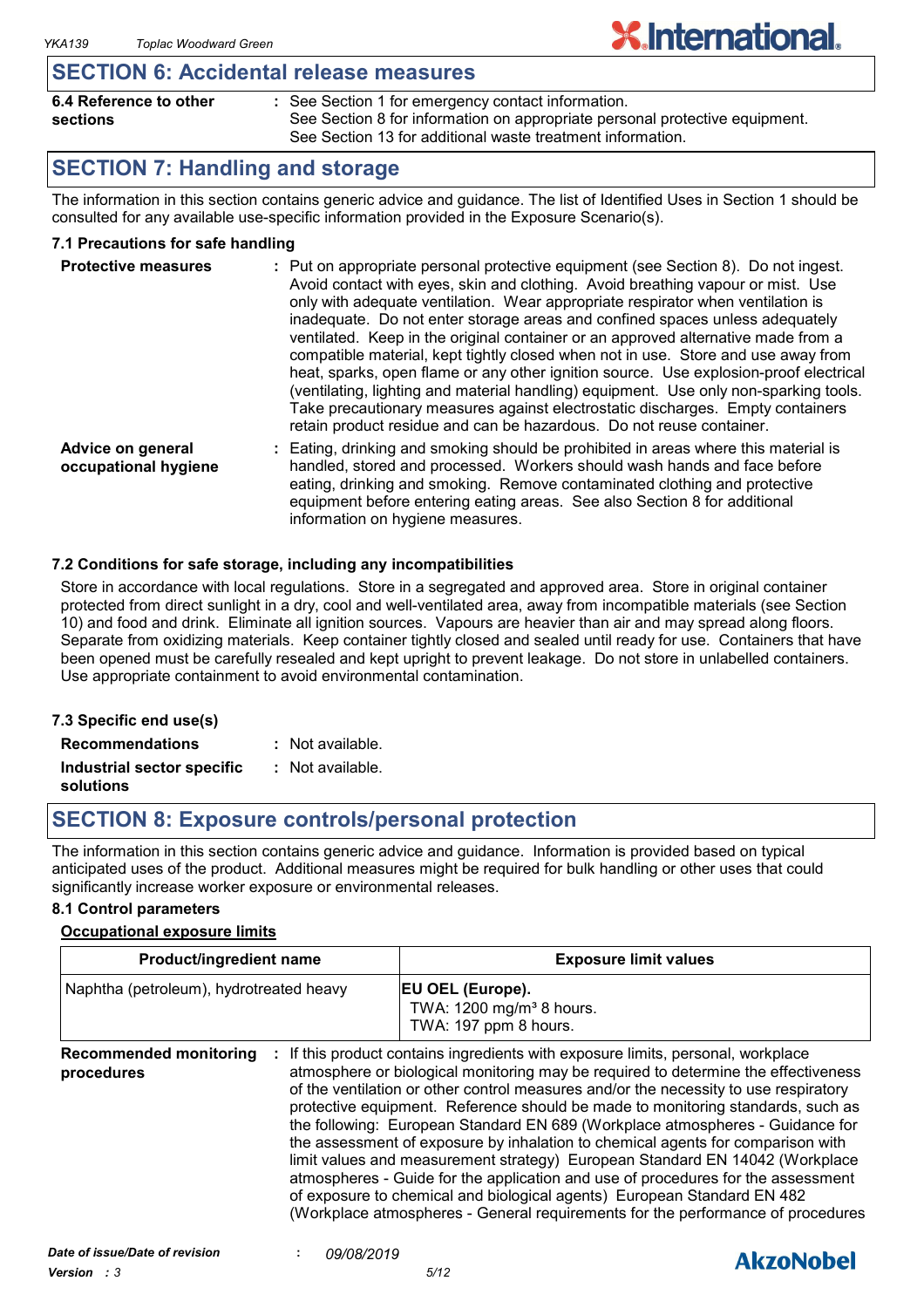## SECTION 6: Accidental release measures

**6.4 Reference to other sections** : See Section 1 for emergency contact information.
See Section 8 for information on appropriate personal protective equipment.
See Section 13 for additional waste treatment information.

## SECTION 7: Handling and storage

The information in this section contains generic advice and guidance. The list of Identified Uses in Section 1 should be consulted for any available use-specific information provided in the Exposure Scenario(s).

### 7.1 Precautions for safe handling

**Protective measures** : Put on appropriate personal protective equipment (see Section 8). Do not ingest. Avoid contact with eyes, skin and clothing. Avoid breathing vapour or mist. Use only with adequate ventilation. Wear appropriate respirator when ventilation is inadequate. Do not enter storage areas and confined spaces unless adequately ventilated. Keep in the original container or an approved alternative made from a compatible material, kept tightly closed when not in use. Store and use away from heat, sparks, open flame or any other ignition source. Use explosion-proof electrical (ventilating, lighting and material handling) equipment. Use only non-sparking tools. Take precautionary measures against electrostatic discharges. Empty containers retain product residue and can be hazardous. Do not reuse container.

**Advice on general occupational hygiene** : Eating, drinking and smoking should be prohibited in areas where this material is handled, stored and processed. Workers should wash hands and face before eating, drinking and smoking. Remove contaminated clothing and protective equipment before entering eating areas. See also Section 8 for additional information on hygiene measures.

### 7.2 Conditions for safe storage, including any incompatibilities

Store in accordance with local regulations. Store in a segregated and approved area. Store in original container protected from direct sunlight in a dry, cool and well-ventilated area, away from incompatible materials (see Section 10) and food and drink. Eliminate all ignition sources. Vapours are heavier than air and may spread along floors. Separate from oxidizing materials. Keep container tightly closed and sealed until ready for use. Containers that have been opened must be carefully resealed and kept upright to prevent leakage. Do not store in unlabelled containers. Use appropriate containment to avoid environmental contamination.

### 7.3 Specific end use(s)

**Recommendations** : Not available.

**Industrial sector specific solutions** : Not available.

## SECTION 8: Exposure controls/personal protection

The information in this section contains generic advice and guidance. Information is provided based on typical anticipated uses of the product. Additional measures might be required for bulk handling or other uses that could significantly increase worker exposure or environmental releases.

### 8.1 Control parameters

**Occupational exposure limits**

| Product/ingredient name | Exposure limit values |
|---|---|
| Naphtha (petroleum), hydrotreated heavy | **EU OEL (Europe).**<br>TWA: 1200 mg/m³ 8 hours.<br>TWA: 197 ppm 8 hours. |

**Recommended monitoring procedures** : If this product contains ingredients with exposure limits, personal, workplace atmosphere or biological monitoring may be required to determine the effectiveness of the ventilation or other control measures and/or the necessity to use respiratory protective equipment. Reference should be made to monitoring standards, such as the following: European Standard EN 689 (Workplace atmospheres - Guidance for the assessment of exposure by inhalation to chemical agents for comparison with limit values and measurement strategy) European Standard EN 14042 (Workplace atmospheres - Guide for the application and use of procedures for the assessment of exposure to chemical and biological agents) European Standard EN 482 (Workplace atmospheres - General requirements for the performance of procedures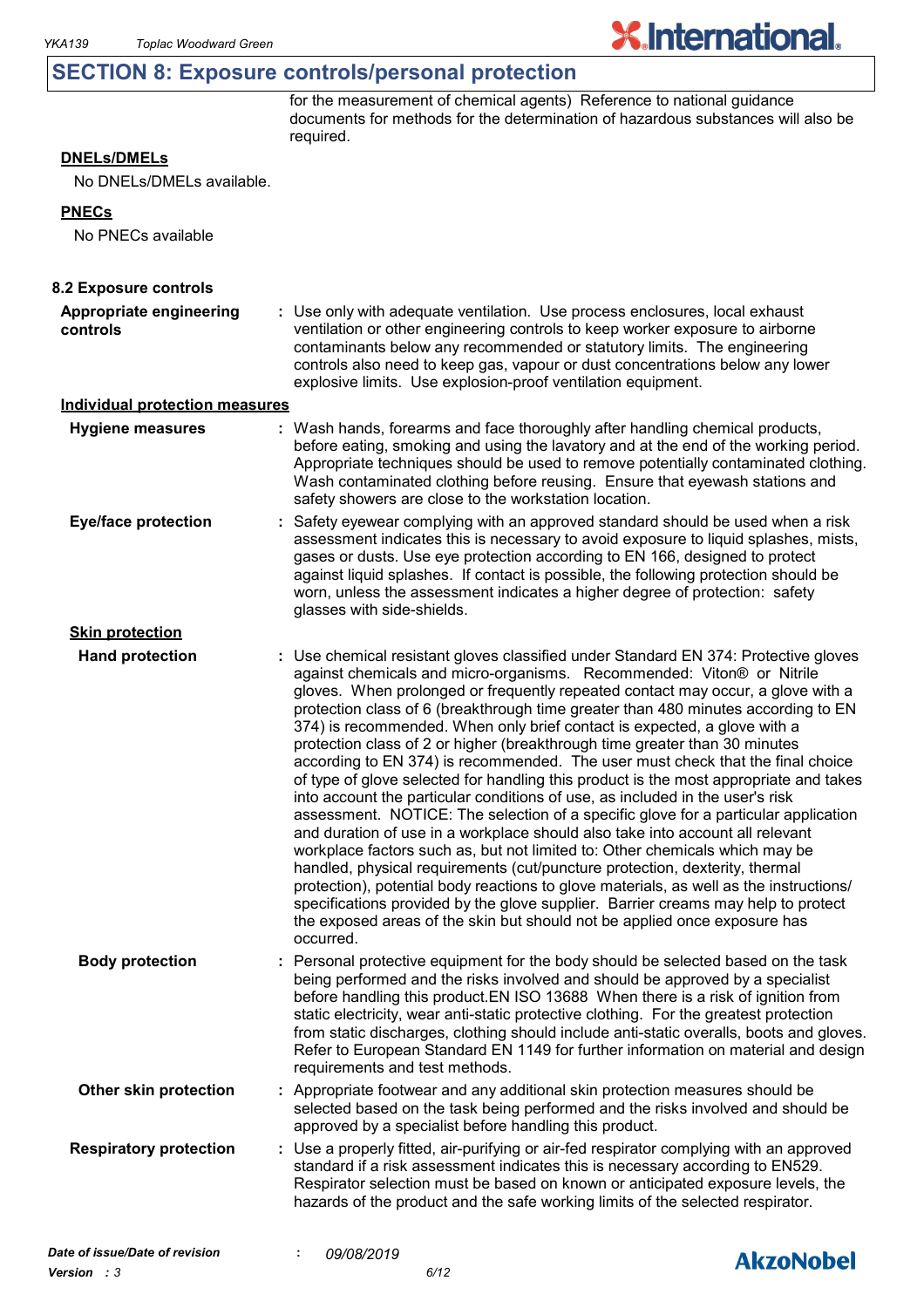## SECTION 8: Exposure controls/personal protection

for the measurement of chemical agents) Reference to national guidance documents for methods for the determination of hazardous substances will also be required.

**DNELs/DMELs**

No DNELs/DMELs available.

**PNECs**

No PNECs available

### 8.2 Exposure controls

**Appropriate engineering controls** : Use only with adequate ventilation. Use process enclosures, local exhaust ventilation or other engineering controls to keep worker exposure to airborne contaminants below any recommended or statutory limits. The engineering controls also need to keep gas, vapour or dust concentrations below any lower explosive limits. Use explosion-proof ventilation equipment.

**Individual protection measures**

**Hygiene measures** : Wash hands, forearms and face thoroughly after handling chemical products, before eating, smoking and using the lavatory and at the end of the working period. Appropriate techniques should be used to remove potentially contaminated clothing. Wash contaminated clothing before reusing. Ensure that eyewash stations and safety showers are close to the workstation location.

**Eye/face protection** : Safety eyewear complying with an approved standard should be used when a risk assessment indicates this is necessary to avoid exposure to liquid splashes, mists, gases or dusts. Use eye protection according to EN 166, designed to protect against liquid splashes. If contact is possible, the following protection should be worn, unless the assessment indicates a higher degree of protection: safety glasses with side-shields.

**Skin protection**

**Hand protection** : Use chemical resistant gloves classified under Standard EN 374: Protective gloves against chemicals and micro-organisms. Recommended: Viton® or Nitrile gloves. When prolonged or frequently repeated contact may occur, a glove with a protection class of 6 (breakthrough time greater than 480 minutes according to EN 374) is recommended. When only brief contact is expected, a glove with a protection class of 2 or higher (breakthrough time greater than 30 minutes according to EN 374) is recommended. The user must check that the final choice of type of glove selected for handling this product is the most appropriate and takes into account the particular conditions of use, as included in the user's risk assessment. NOTICE: The selection of a specific glove for a particular application and duration of use in a workplace should also take into account all relevant workplace factors such as, but not limited to: Other chemicals which may be handled, physical requirements (cut/puncture protection, dexterity, thermal protection), potential body reactions to glove materials, as well as the instructions/ specifications provided by the glove supplier. Barrier creams may help to protect the exposed areas of the skin but should not be applied once exposure has occurred.

**Body protection** : Personal protective equipment for the body should be selected based on the task being performed and the risks involved and should be approved by a specialist before handling this product.EN ISO 13688 When there is a risk of ignition from static electricity, wear anti-static protective clothing. For the greatest protection from static discharges, clothing should include anti-static overalls, boots and gloves. Refer to European Standard EN 1149 for further information on material and design requirements and test methods.

**Other skin protection** : Appropriate footwear and any additional skin protection measures should be selected based on the task being performed and the risks involved and should be approved by a specialist before handling this product.

**Respiratory protection** : Use a properly fitted, air-purifying or air-fed respirator complying with an approved standard if a risk assessment indicates this is necessary according to EN529. Respirator selection must be based on known or anticipated exposure levels, the hazards of the product and the safe working limits of the selected respirator.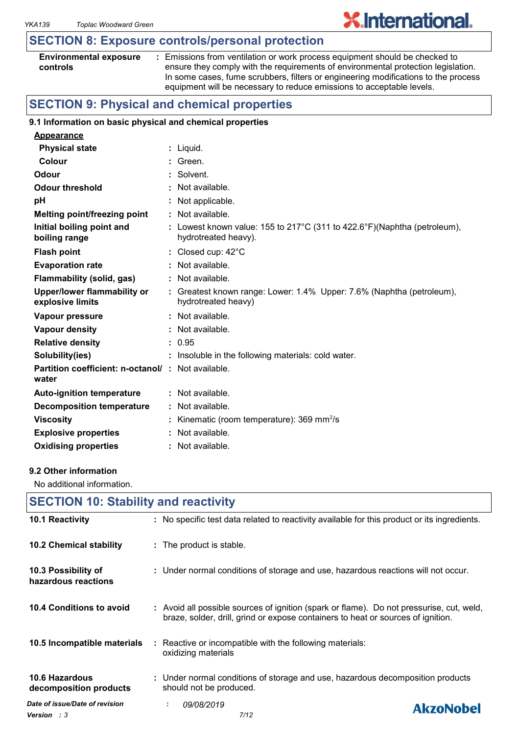## SECTION 8: Exposure controls/personal protection

| | |
|---|---|
| **Environmental exposure controls** | : Emissions from ventilation or work process equipment should be checked to ensure they comply with the requirements of environmental protection legislation. In some cases, fume scrubbers, filters or engineering modifications to the process equipment will be necessary to reduce emissions to acceptable levels. |

## SECTION 9: Physical and chemical properties

### 9.1 Information on basic physical and chemical properties

**Appearance**

| | |
|---|---|
| **Physical state** | : Liquid. |
| **Colour** | : Green. |
| **Odour** | : Solvent. |
| **Odour threshold** | : Not available. |
| **pH** | : Not applicable. |
| **Melting point/freezing point** | : Not available. |
| **Initial boiling point and boiling range** | : Lowest known value: 155 to 217°C (311 to 422.6°F)(Naphtha (petroleum), hydrotreated heavy). |
| **Flash point** | : Closed cup: 42°C |
| **Evaporation rate** | : Not available. |
| **Flammability (solid, gas)** | : Not available. |
| **Upper/lower flammability or explosive limits** | : Greatest known range: Lower: 1.4% Upper: 7.6% (Naphtha (petroleum), hydrotreated heavy) |
| **Vapour pressure** | : Not available. |
| **Vapour density** | : Not available. |
| **Relative density** | : 0.95 |
| **Solubility(ies)** | : Insoluble in the following materials: cold water. |
| **Partition coefficient: n-octanol/ water** | : Not available. |
| **Auto-ignition temperature** | : Not available. |
| **Decomposition temperature** | : Not available. |
| **Viscosity** | : Kinematic (room temperature): 369 $mm^2/s$ |
| **Explosive properties** | : Not available. |
| **Oxidising properties** | : Not available. |

### 9.2 Other information

No additional information.

## SECTION 10: Stability and reactivity

| | |
|---|---|
| **10.1 Reactivity** | : No specific test data related to reactivity available for this product or its ingredients. |
| **10.2 Chemical stability** | : The product is stable. |
| **10.3 Possibility of hazardous reactions** | : Under normal conditions of storage and use, hazardous reactions will not occur. |
| **10.4 Conditions to avoid** | : Avoid all possible sources of ignition (spark or flame). Do not pressurise, cut, weld, braze, solder, drill, grind or expose containers to heat or sources of ignition. |
| **10.5 Incompatible materials** | : Reactive or incompatible with the following materials: oxidizing materials |
| **10.6 Hazardous decomposition products** | : Under normal conditions of storage and use, hazardous decomposition products should not be produced. |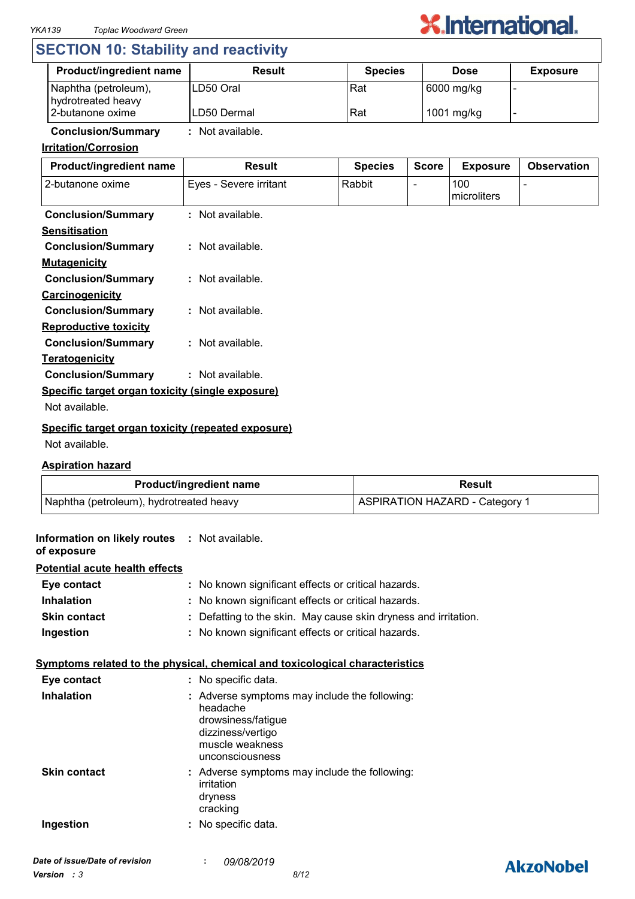## SECTION 10: Stability and reactivity

| Product/ingredient name | Result | Species | Dose | Exposure |
|---|---|---|---|---|
| Naphtha (petroleum), hydrotreated heavy | LD50 Oral | Rat | 6000 mg/kg | - |
| 2-butanone oxime | LD50 Dermal | Rat | 1001 mg/kg | - |

**Conclusion/Summary** : Not available.

**Irritation/Corrosion**

| Product/ingredient name | Result | Species | Score | Exposure | Observation |
|---|---|---|---|---|---|
| 2-butanone oxime | Eyes - Severe irritant | Rabbit | - | 100 microliters | - |

**Conclusion/Summary** : Not available.

**Sensitisation**

**Conclusion/Summary** : Not available.

**Mutagenicity**

**Conclusion/Summary** : Not available.

**Carcinogenicity**

**Conclusion/Summary** : Not available.

**Reproductive toxicity**

**Conclusion/Summary** : Not available.

**Teratogenicity**

**Conclusion/Summary** : Not available.

**Specific target organ toxicity (single exposure)**

Not available.

**Specific target organ toxicity (repeated exposure)**

Not available.

**Aspiration hazard**

| Product/ingredient name | Result |
|---|---|
| Naphtha (petroleum), hydrotreated heavy | ASPIRATION HAZARD - Category 1 |

**Information on likely routes of exposure** : Not available.

**Potential acute health effects**

**Eye contact** : No known significant effects or critical hazards.

**Inhalation** : No known significant effects or critical hazards.

**Skin contact** : Defatting to the skin. May cause skin dryness and irritation.

**Ingestion** : No known significant effects or critical hazards.

**Symptoms related to the physical, chemical and toxicological characteristics**

**Eye contact** : No specific data.

**Inhalation** : Adverse symptoms may include the following:
headache
drowsiness/fatigue
dizziness/vertigo
muscle weakness
unconsciousness

**Skin contact** : Adverse symptoms may include the following:
irritation
dryness
cracking

**Ingestion** : No specific data.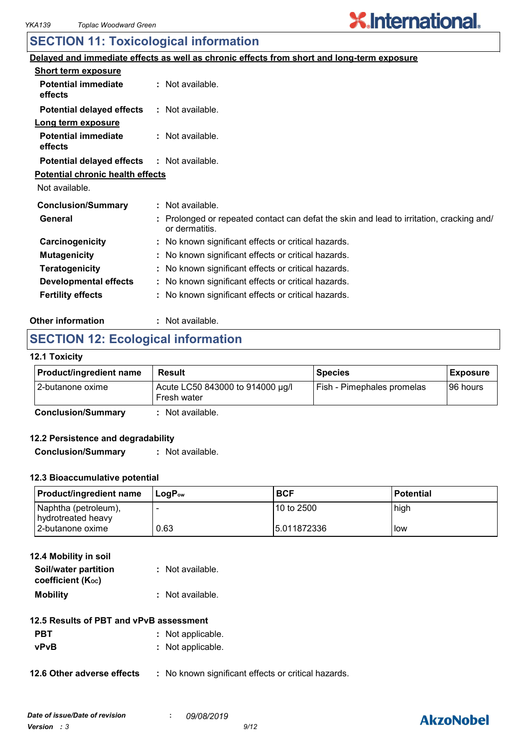## SECTION 11: Toxicological information

**Delayed and immediate effects as well as chronic effects from short and long-term exposure**

**Short term exposure**

**Potential immediate effects** : Not available.

**Potential delayed effects** : Not available.

**Long term exposure**

**Potential immediate effects** : Not available.

**Potential delayed effects** : Not available.

**Potential chronic health effects**

Not available.

**Conclusion/Summary** : Not available.

**General** : Prolonged or repeated contact can defat the skin and lead to irritation, cracking and/ or dermatitis.

**Carcinogenicity** : No known significant effects or critical hazards.

**Mutagenicity** : No known significant effects or critical hazards.

**Teratogenicity** : No known significant effects or critical hazards.

**Developmental effects** : No known significant effects or critical hazards.

**Fertility effects** : No known significant effects or critical hazards.

**Other information** : Not available.

## SECTION 12: Ecological information

### 12.1 Toxicity

| Product/ingredient name | Result | Species | Exposure |
|---|---|---|---|
| 2-butanone oxime | Acute LC50 843000 to 914000 µg/l Fresh water | Fish - Pimephales promelas | 96 hours |

**Conclusion/Summary** : Not available.

### 12.2 Persistence and degradability

**Conclusion/Summary** : Not available.

### 12.3 Bioaccumulative potential

| Product/ingredient name | $LogP_{ow}$ | BCF | Potential |
|---|---|---|---|
| Naphtha (petroleum), hydrotreated heavy | - | 10 to 2500 | high |
| 2-butanone oxime | 0.63 | 5.011872336 | low |

### 12.4 Mobility in soil

**Soil/water partition coefficient ($K_{OC}$)** : Not available.

**Mobility** : Not available.

### 12.5 Results of PBT and vPvB assessment

**PBT** : Not applicable.

**vPvB** : Not applicable.

### 12.6 Other adverse effects : No known significant effects or critical hazards.

*Date of issue/Date of revision* : *09/08/2019*

*Version : 3*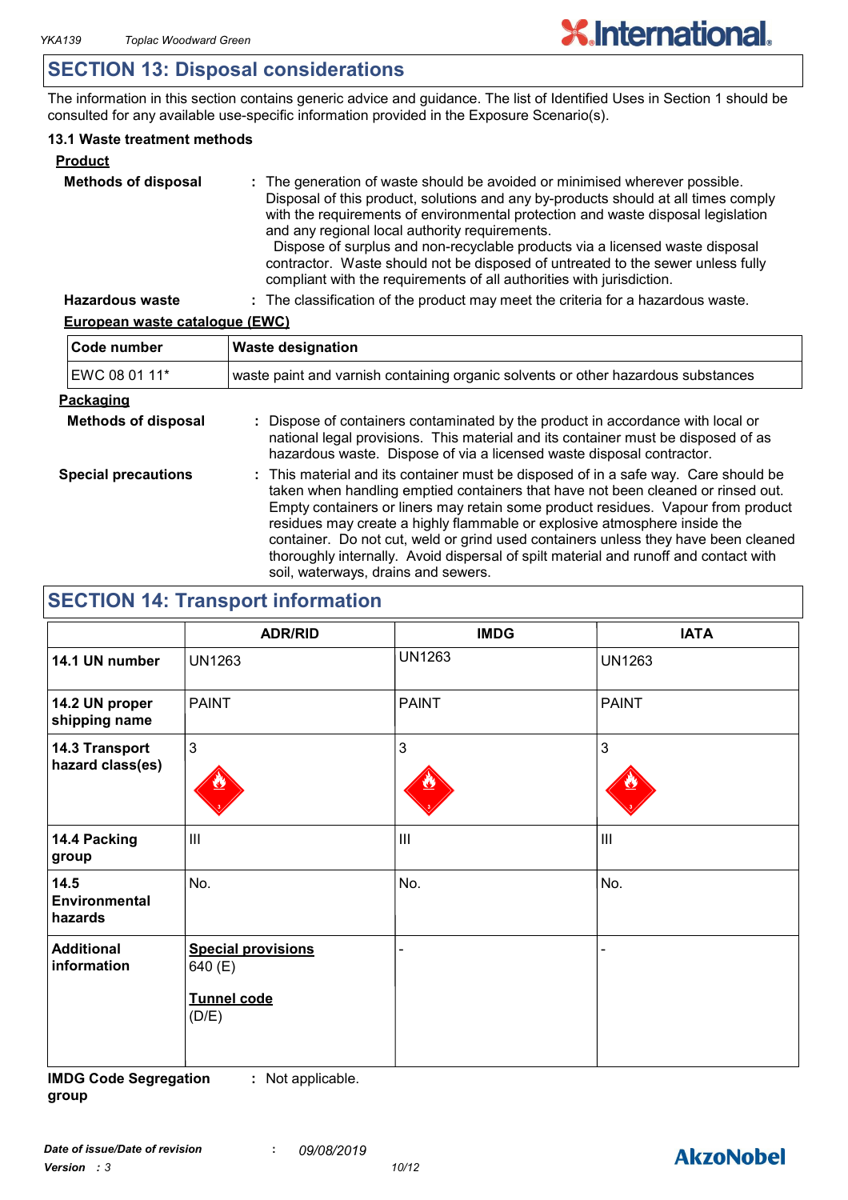## SECTION 13: Disposal considerations

The information in this section contains generic advice and guidance. The list of Identified Uses in Section 1 should be consulted for any available use-specific information provided in the Exposure Scenario(s).

### 13.1 Waste treatment methods

**Product**

**Methods of disposal** : The generation of waste should be avoided or minimised wherever possible. Disposal of this product, solutions and any by-products should at all times comply with the requirements of environmental protection and waste disposal legislation and any regional local authority requirements. Dispose of surplus and non-recyclable products via a licensed waste disposal contractor. Waste should not be disposed of untreated to the sewer unless fully compliant with the requirements of all authorities with jurisdiction.

**Hazardous waste** : The classification of the product may meet the criteria for a hazardous waste.

**European waste catalogue (EWC)**

| Code number | Waste designation |
|---|---|
| EWC 08 01 11* | waste paint and varnish containing organic solvents or other hazardous substances |

**Packaging**

**Methods of disposal** : Dispose of containers contaminated by the product in accordance with local or national legal provisions. This material and its container must be disposed of as hazardous waste. Dispose of via a licensed waste disposal contractor.

**Special precautions** : This material and its container must be disposed of in a safe way. Care should be taken when handling emptied containers that have not been cleaned or rinsed out. Empty containers or liners may retain some product residues. Vapour from product residues may create a highly flammable or explosive atmosphere inside the container. Do not cut, weld or grind used containers unless they have been cleaned thoroughly internally. Avoid dispersal of spilt material and runoff and contact with soil, waterways, drains and sewers.

## SECTION 14: Transport information

| | ADR/RID | IMDG | IATA |
|---|---|---|---|
| **14.1 UN number** | UN1263 | UN1263 | UN1263 |
| **14.2 UN proper shipping name** | PAINT | PAINT | PAINT |
| **14.3 Transport hazard class(es)** | 3 | 3 | 3 |
| **14.4 Packing group** | III | III | III |
| **14.5 Environmental hazards** | No. | No. | No. |
| **Additional information** | **Special provisions** 640 (E) **Tunnel code** (D/E) | - | - |

**IMDG Code Segregation group** : Not applicable.

*Date of issue/Date of revision* : 09/08/2019

*Version* : 3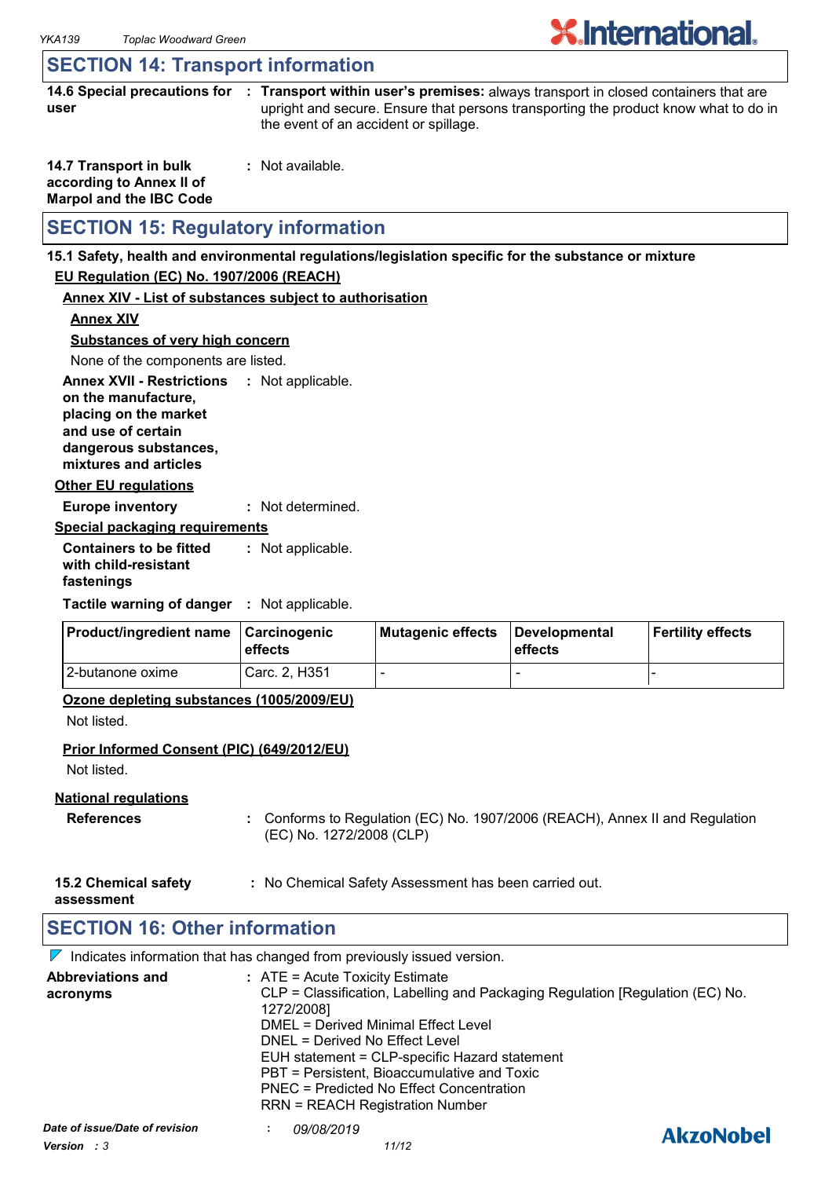## SECTION 14: Transport information

**14.6 Special precautions for user** : **Transport within user's premises:** always transport in closed containers that are upright and secure. Ensure that persons transporting the product know what to do in the event of an accident or spillage.

**14.7 Transport in bulk according to Annex II of Marpol and the IBC Code** : Not available.

## SECTION 15: Regulatory information

**15.1 Safety, health and environmental regulations/legislation specific for the substance or mixture**

**EU Regulation (EC) No. 1907/2006 (REACH)**

**Annex XIV - List of substances subject to authorisation**

**Annex XIV**

**Substances of very high concern**

None of the components are listed.

**Annex XVII - Restrictions on the manufacture, placing on the market and use of certain dangerous substances, mixtures and articles** : Not applicable.

**Other EU regulations**

**Europe inventory** : Not determined.

**Special packaging requirements**

**Containers to be fitted with child-resistant fastenings** : Not applicable.

**Tactile warning of danger** : Not applicable.

| Product/ingredient name | Carcinogenic effects | Mutagenic effects | Developmental effects | Fertility effects |
|---|---|---|---|---|
| 2-butanone oxime | Carc. 2, H351 | - | - | - |

**Ozone depleting substances (1005/2009/EU)**

Not listed.

**Prior Informed Consent (PIC) (649/2012/EU)**

Not listed.

**National regulations**

**References** : Conforms to Regulation (EC) No. 1907/2006 (REACH), Annex II and Regulation (EC) No. 1272/2008 (CLP)

**15.2 Chemical safety assessment** : No Chemical Safety Assessment has been carried out.

## SECTION 16: Other information

Indicates information that has changed from previously issued version.

**Abbreviations and acronyms** :
ATE = Acute Toxicity Estimate
CLP = Classification, Labelling and Packaging Regulation [Regulation (EC) No. 1272/2008]
DMEL = Derived Minimal Effect Level
DNEL = Derived No Effect Level
EUH statement = CLP-specific Hazard statement
PBT = Persistent, Bioaccumulative and Toxic
PNEC = Predicted No Effect Concentration
RRN = REACH Registration Number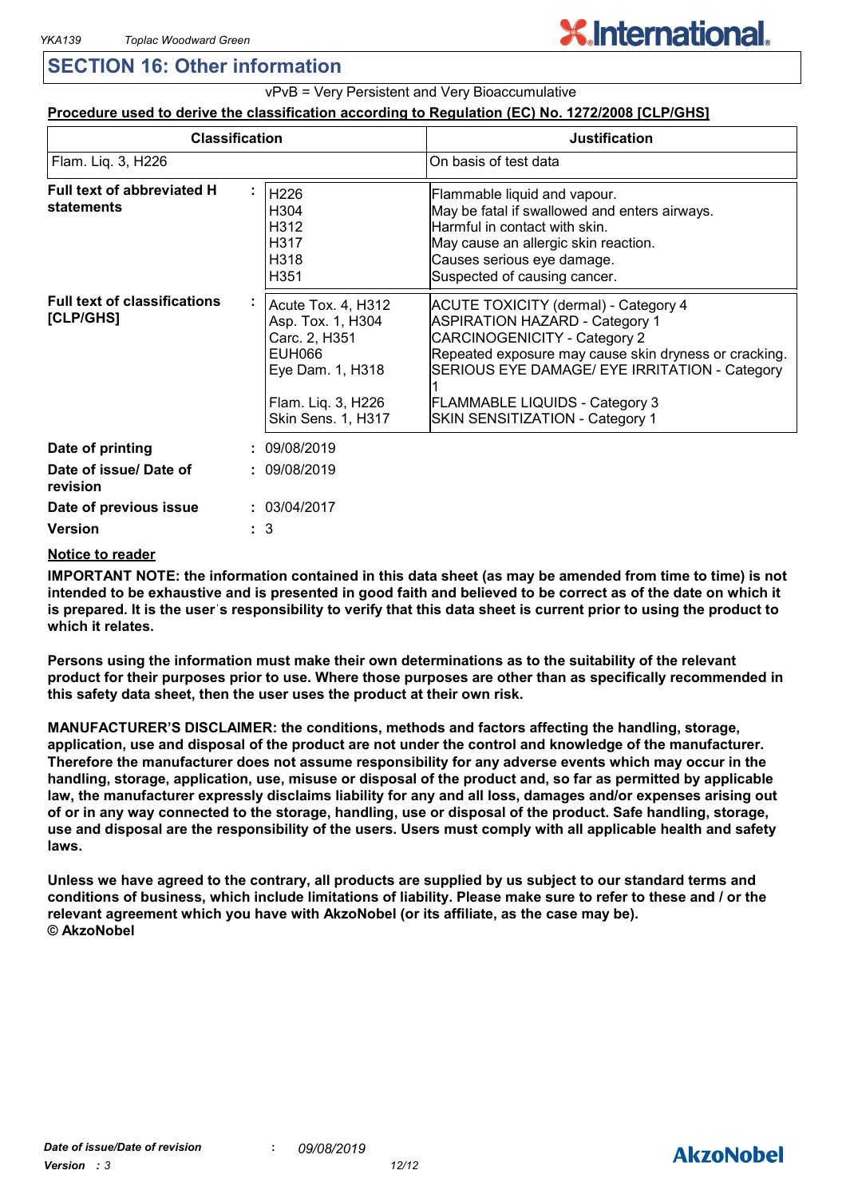## SECTION 16: Other information

vPvB = Very Persistent and Very Bioaccumulative

**Procedure used to derive the classification according to Regulation (EC) No. 1272/2008 [CLP/GHS]**

| Classification | Justification |
| --- | --- |
| Flam. Liq. 3, H226 | On basis of test data |

| | | |
| --- | --- | --- |
| **Full text of abbreviated H statements** | H226<br>H304<br>H312<br>H317<br>H318<br>H351 | Flammable liquid and vapour.<br>May be fatal if swallowed and enters airways.<br>Harmful in contact with skin.<br>May cause an allergic skin reaction.<br>Causes serious eye damage.<br>Suspected of causing cancer. |
| **Full text of classifications [CLP/GHS]** | Acute Tox. 4, H312<br>Asp. Tox. 1, H304<br>Carc. 2, H351<br>EUH066<br>Eye Dam. 1, H318<br>Flam. Liq. 3, H226<br>Skin Sens. 1, H317 | ACUTE TOXICITY (dermal) - Category 4<br>ASPIRATION HAZARD - Category 1<br>CARCINOGENICITY - Category 2<br>Repeated exposure may cause skin dryness or cracking.<br>SERIOUS EYE DAMAGE/ EYE IRRITATION - Category 1<br>FLAMMABLE LIQUIDS - Category 3<br>SKIN SENSITIZATION - Category 1 |

**Date of printing** : 09/08/2019

**Date of issue/ Date of revision** : 09/08/2019

**Date of previous issue** : 03/04/2017

**Version** : 3

**Notice to reader**

**IMPORTANT NOTE: the information contained in this data sheet (as may be amended from time to time) is not intended to be exhaustive and is presented in good faith and believed to be correct as of the date on which it is prepared. It is the user's responsibility to verify that this data sheet is current prior to using the product to which it relates.**

**Persons using the information must make their own determinations as to the suitability of the relevant product for their purposes prior to use. Where those purposes are other than as specifically recommended in this safety data sheet, then the user uses the product at their own risk.**

**MANUFACTURER'S DISCLAIMER: the conditions, methods and factors affecting the handling, storage, application, use and disposal of the product are not under the control and knowledge of the manufacturer. Therefore the manufacturer does not assume responsibility for any adverse events which may occur in the handling, storage, application, use, misuse or disposal of the product and, so far as permitted by applicable law, the manufacturer expressly disclaims liability for any and all loss, damages and/or expenses arising out of or in any way connected to the storage, handling, use or disposal of the product. Safe handling, storage, use and disposal are the responsibility of the users. Users must comply with all applicable health and safety laws.**

**Unless we have agreed to the contrary, all products are supplied by us subject to our standard terms and conditions of business, which include limitations of liability. Please make sure to refer to these and / or the relevant agreement which you have with AkzoNobel (or its affiliate, as the case may be).**
**© AkzoNobel**